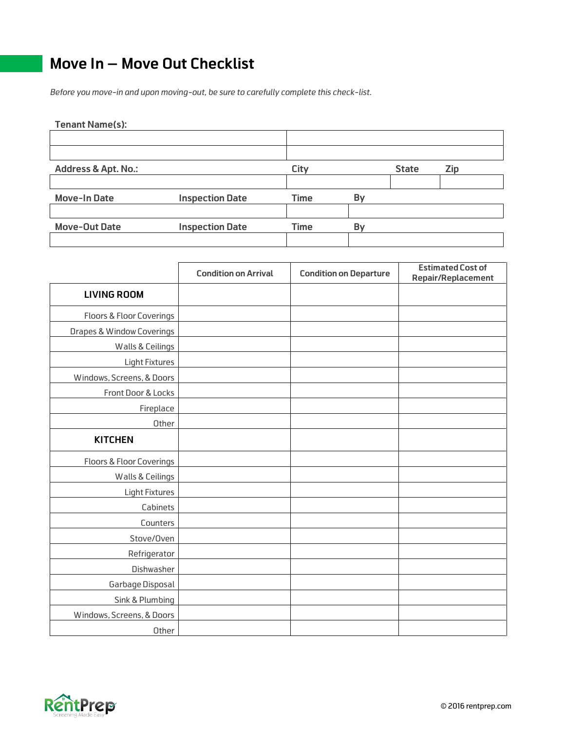# Move In – Move Out Checklist

*Before you move-in and upon moving-out, be sure to carefully complete this check-list.*

**Tenant Name(s):**

| | |
|---|---|
| | |
| | |

| **Address & Apt. No.:** | **City** | **State** | **Zip** |
|---|---|---|---|
| | | | |

| **Move-In Date** | **Inspection Date** | **Time** | **By** |
|---|---|---|---|
| | | | |

| **Move-Out Date** | **Inspection Date** | **Time** | **By** |
|---|---|---|---|
| | | | |

| | Condition on Arrival | Condition on Departure | Estimated Cost of Repair/Replacement |
|---|---|---|---|
| **LIVING ROOM** | | | |
| Floors & Floor Coverings | | | |
| Drapes & Window Coverings | | | |
| Walls & Ceilings | | | |
| Light Fixtures | | | |
| Windows, Screens, & Doors | | | |
| Front Door & Locks | | | |
| Fireplace | | | |
| Other | | | |
| **KITCHEN** | | | |
| Floors & Floor Coverings | | | |
| Walls & Ceilings | | | |
| Light Fixtures | | | |
| Cabinets | | | |
| Counters | | | |
| Stove/Oven | | | |
| Refrigerator | | | |
| Dishwasher | | | |
| Garbage Disposal | | | |
| Sink & Plumbing | | | |
| Windows, Screens, & Doors | | | |
| Other | | | |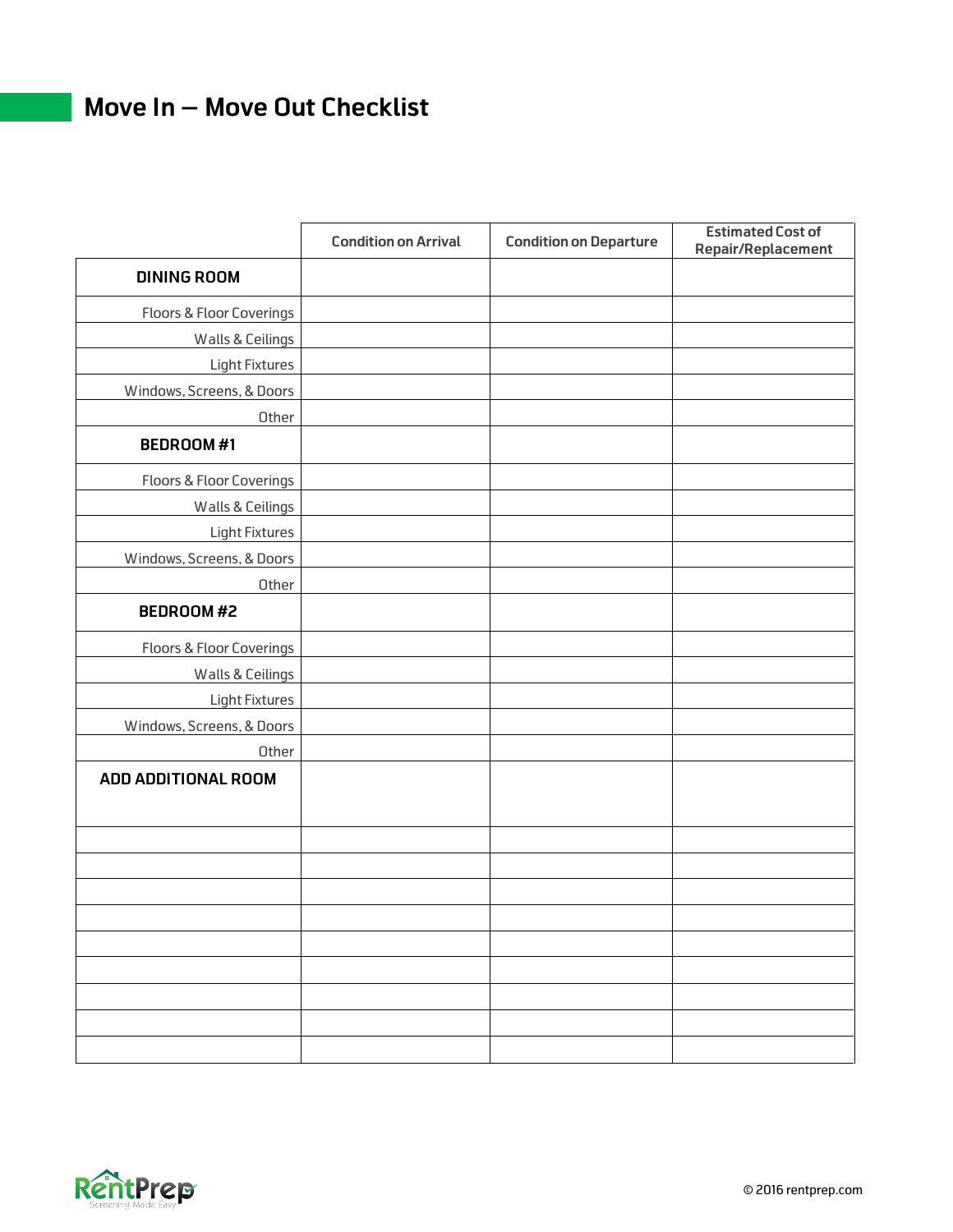# Move In – Move Out Checklist

| | Condition on Arrival | Condition on Departure | Estimated Cost of Repair/Replacement |
|---|---|---|---|
| **DINING ROOM** | | | |
| Floors & Floor Coverings | | | |
| Walls & Ceilings | | | |
| Light Fixtures | | | |
| Windows, Screens, & Doors | | | |
| Other | | | |
| **BEDROOM #1** | | | |
| Floors & Floor Coverings | | | |
| Walls & Ceilings | | | |
| Light Fixtures | | | |
| Windows, Screens, & Doors | | | |
| Other | | | |
| **BEDROOM #2** | | | |
| Floors & Floor Coverings | | | |
| Walls & Ceilings | | | |
| Light Fixtures | | | |
| Windows, Screens, & Doors | | | |
| Other | | | |
| **ADD ADDITIONAL ROOM** | | | |
| | | | |
| | | | |
| | | | |
| | | | |
| | | | |
| | | | |
| | | | |
| | | | |
| | | | |

RentPrep
Screening Made Easy

© 2016 rentprep.com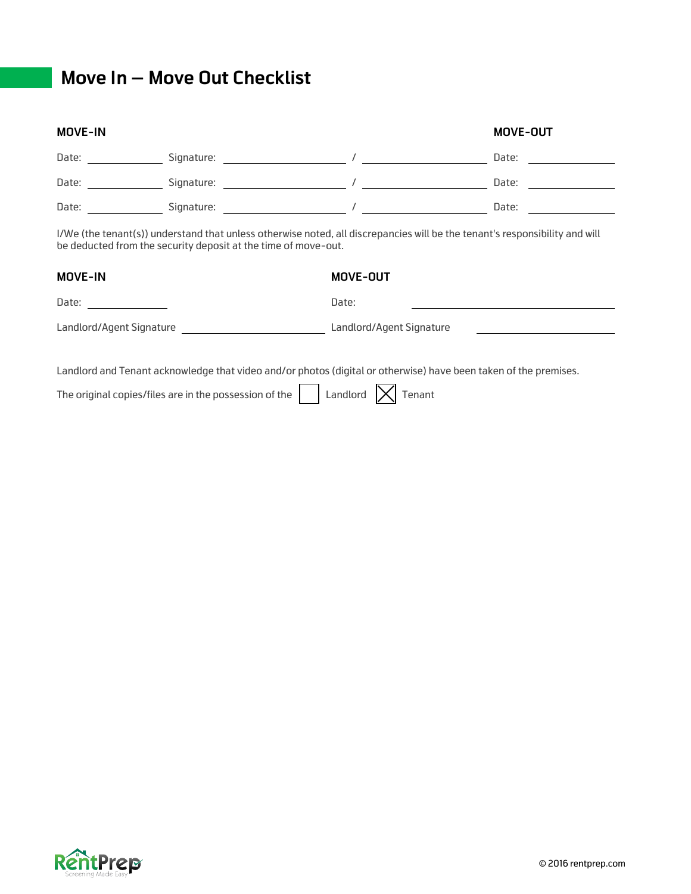# Move In – Move Out Checklist

| MOVE-IN | | | | MOVE-OUT |
|---|---|---|---|---|
| Date: ____________ | Signature: ____________________ | / | ____________________ | Date: ______________ |
| Date: ____________ | Signature: ____________________ | / | ____________________ | Date: ______________ |
| Date: ____________ | Signature: ____________________ | / | ____________________ | Date: ______________ |

I/We (the tenant(s)) understand that unless otherwise noted, all discrepancies will be the tenant's responsibility and will be deducted from the security deposit at the time of move-out.

| MOVE-IN | MOVE-OUT |
|---|---|
| Date: ____________ | Date: ______________________________ |
| Landlord/Agent Signature ______________________ | Landlord/Agent Signature ______________________ |

Landlord and Tenant acknowledge that video and/or photos (digital or otherwise) have been taken of the premises.

The original copies/files are in the possession of the ☐ Landlord ☒ Tenant

© 2016 rentprep.com